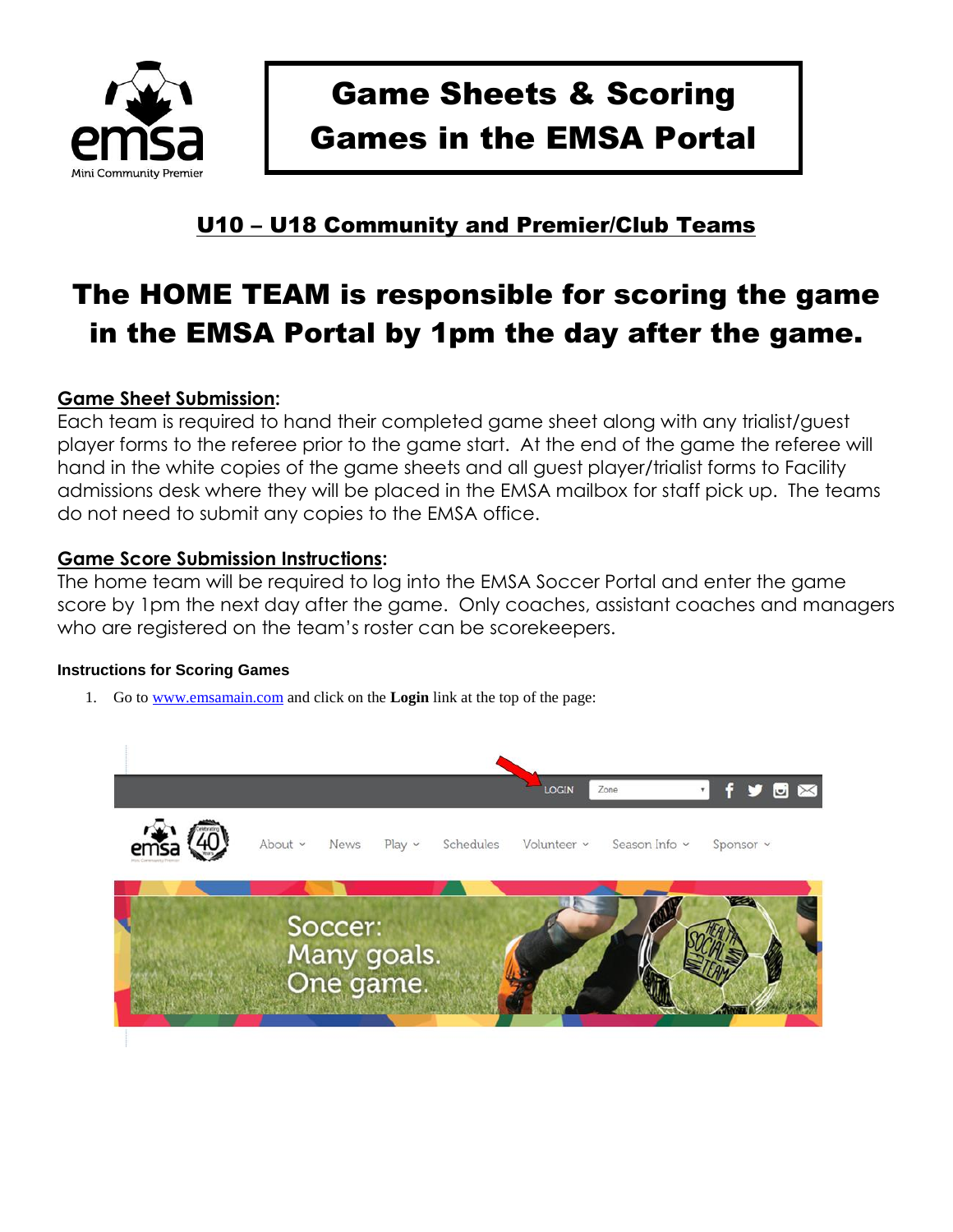# Game Sheets & Scoring Games in the EMSA Portal

## U10 – U18 Community and Premier/Club Teams

# The HOME TEAM is responsible for scoring the game in the EMSA Portal by 1pm the day after the game.

**Game Sheet Submission:**
Each team is required to hand their completed game sheet along with any trialist/guest player forms to the referee prior to the game start. At the end of the game the referee will hand in the white copies of the game sheets and all guest player/trialist forms to Facility admissions desk where they will be placed in the EMSA mailbox for staff pick up. The teams do not need to submit any copies to the EMSA office.

**Game Score Submission Instructions:**
The home team will be required to log into the EMSA Soccer Portal and enter the game score by 1pm the next day after the game. Only coaches, assistant coaches and managers who are registered on the team's roster can be scorekeepers.

#### Instructions for Scoring Games

1. Go to www.emsamain.com and click on the **Login** link at the top of the page: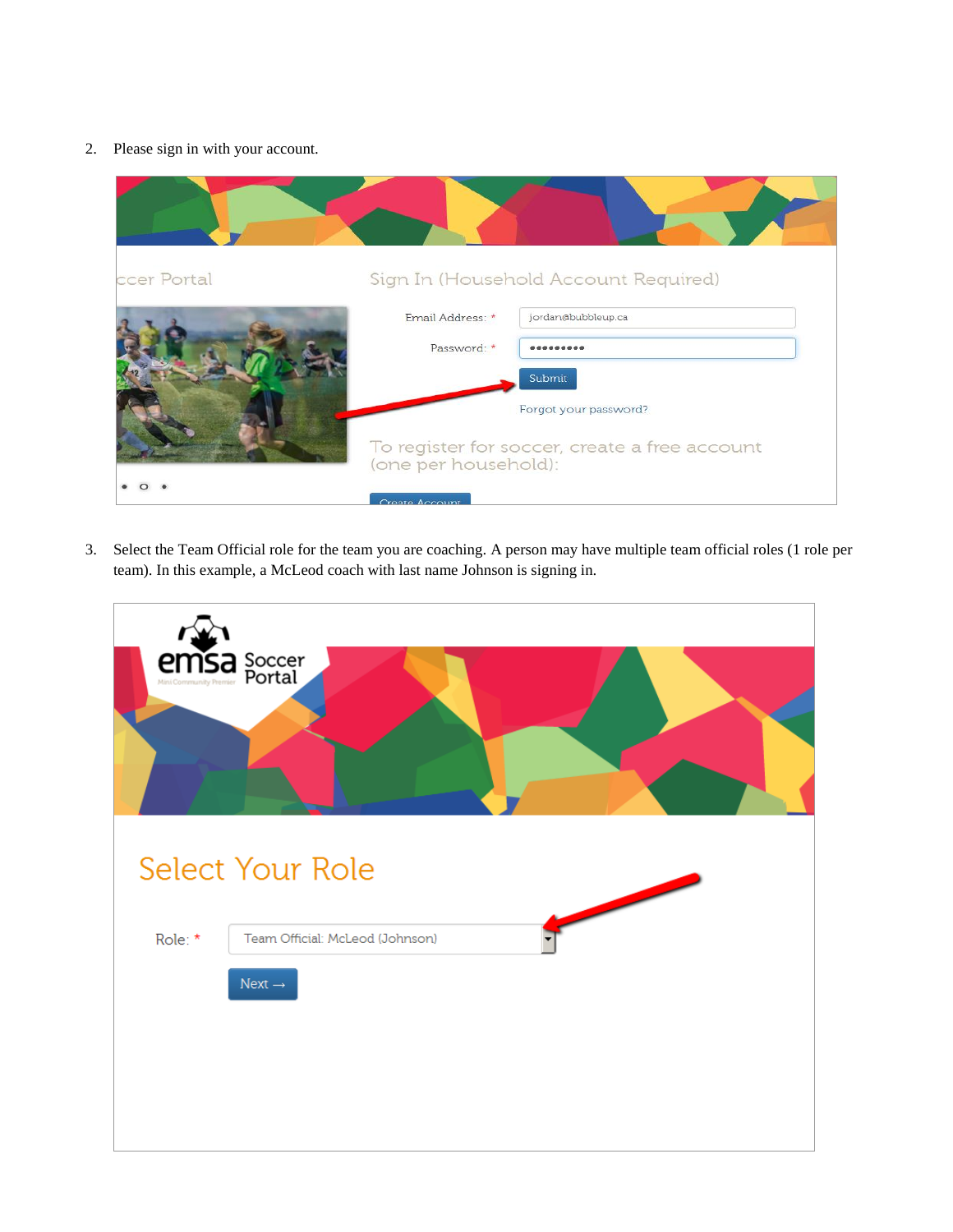2. Please sign in with your account.

3. Select the Team Official role for the team you are coaching. A person may have multiple team official roles (1 role per team). In this example, a McLeod coach with last name Johnson is signing in.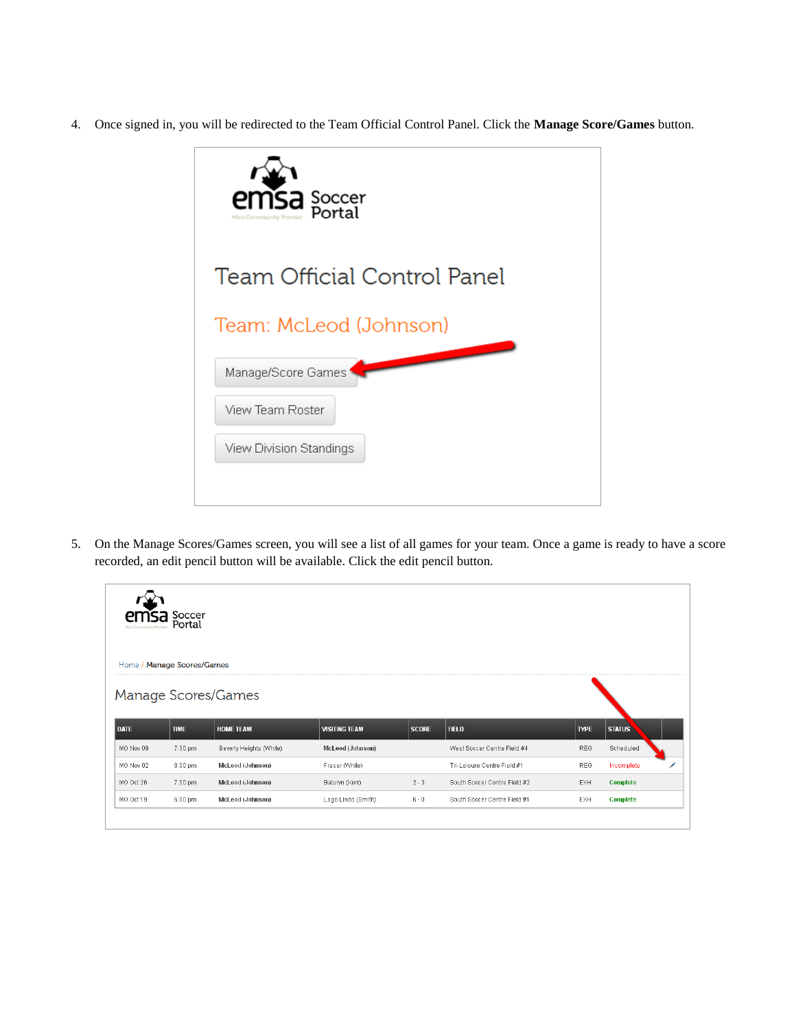4. Once signed in, you will be redirected to the Team Official Control Panel. Click the **Manage Score/Games** button.

emsa Soccer Portal

Team Official Control Panel

Team: McLeod (Johnson)

Manage/Score Games

View Team Roster

View Division Standings

5. On the Manage Scores/Games screen, you will see a list of all games for your team. Once a game is ready to have a score recorded, an edit pencil button will be available. Click the edit pencil button.

emsa Soccer Portal

Home / Manage Scores/Games

Manage Scores/Games

| DATE | TIME | HOME TEAM | VISITING TEAM | SCORE | FIELD | TYPE | STATUS | |
|---|---|---|---|---|---|---|---|---|
| MO Nov 09 | 7:30 pm | Beverly Heights (White) | McLeod (Johnson) | | West Soccer Centre Field #4 | REG | Scheduled | |
| MO Nov 02 | 8:00 pm | McLeod (Johnson) | Fraser (White) | | Tri-Leisure Centre Field #1 | REG | Incomplete | ✎ |
| MO Oct 26 | 7:00 pm | McLeod (Johnson) | Baturyn (Kerr) | 2 - 3 | South Soccer Centre Field #2 | EXH | Complete | |
| MO Oct 19 | 6:00 pm | McLeod (Johnson) | Lago Lindo (Smith) | 6 - 0 | South Soccer Centre Field #1 | EXH | Complete | |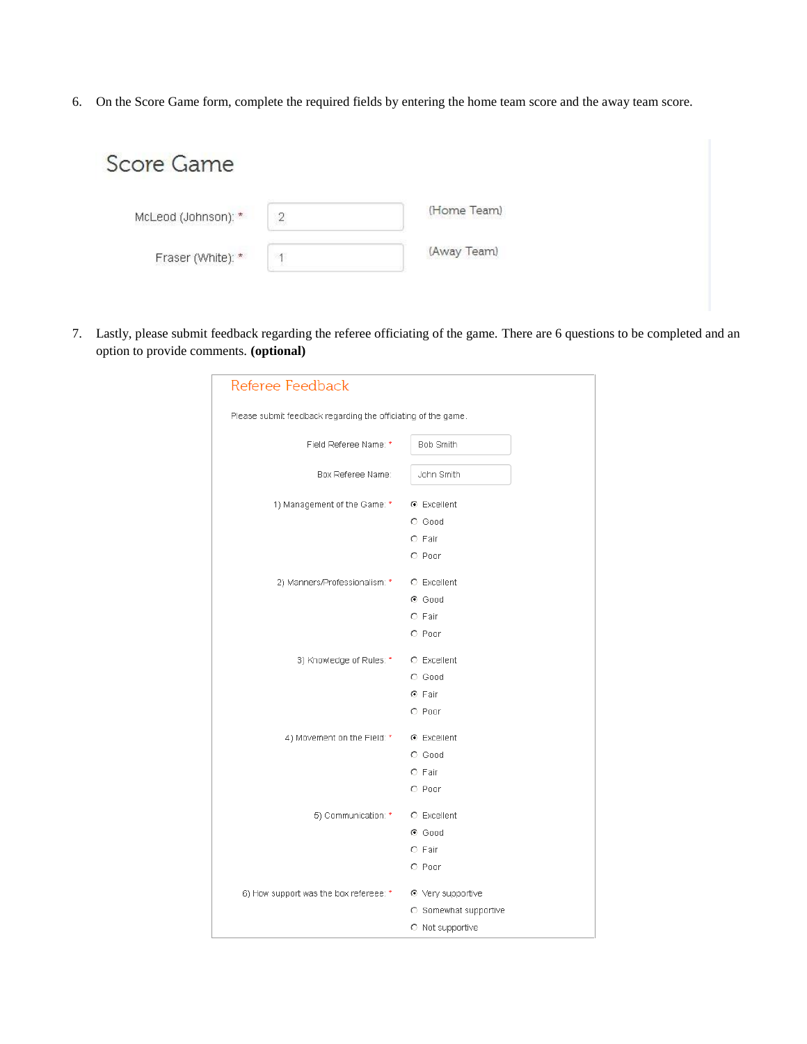6. On the Score Game form, complete the required fields by entering the home team score and the away team score.

## Score Game

McLeod (Johnson): * 2 (Home Team)

Fraser (White): * 1 (Away Team)

7. Lastly, please submit feedback regarding the referee officiating of the game. There are 6 questions to be completed and an option to provide comments. **(optional)**

### Referee Feedback

Please submit feedback regarding the officiating of the game.

Field Referee Name: * Bob Smith

Box Referee Name: John Smith

1) Management of the Game: *
- (•) Excellent
- ( ) Good
- ( ) Fair
- ( ) Poor

2) Manners/Professionalism: *
- ( ) Excellent
- (•) Good
- ( ) Fair
- ( ) Poor

3) Knowledge of Rules: *
- ( ) Excellent
- ( ) Good
- (•) Fair
- ( ) Poor

4) Movement on the Field: *
- (•) Excellent
- ( ) Good
- ( ) Fair
- ( ) Poor

5) Communication: *
- ( ) Excellent
- (•) Good
- ( ) Fair
- ( ) Poor

6) How support was the box refereee: *
- (•) Very supportive
- ( ) Somewhat supportive
- ( ) Not supportive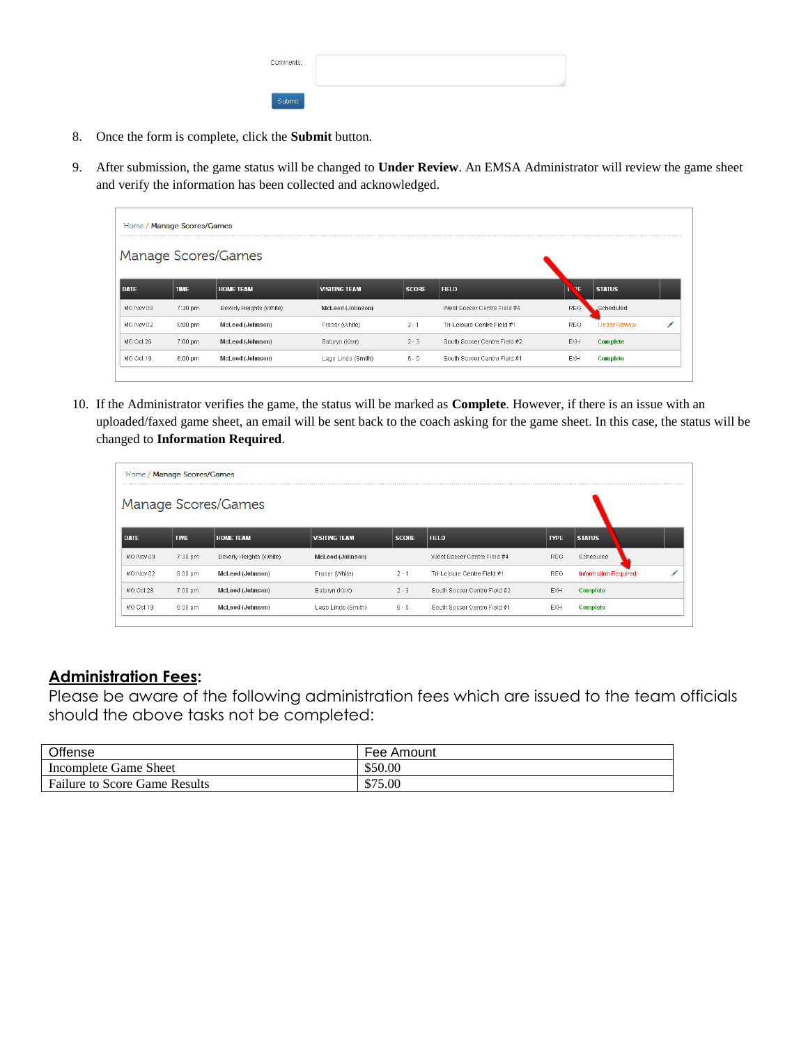Comments:

Submit

8. Once the form is complete, click the **Submit** button.

9. After submission, the game status will be changed to **Under Review**. An EMSA Administrator will review the game sheet and verify the information has been collected and acknowledged.

Home / Manage Scores/Games

Manage Scores/Games

| DATE | TIME | HOME TEAM | VISITING TEAM | SCORE | FIELD | TYPE | STATUS | |
|---|---|---|---|---|---|---|---|---|
| MO Nov 09 | 7:30 pm | Beverly Heights (White) | McLeod (Johnson) | | West Soccer Centre Field #4 | REG | Scheduled | |
| MO Nov 02 | 8:00 pm | McLeod (Johnson) | Fraser (White) | 2 - 1 | Tri-Leisure Centre Field #1 | REG | Under Review | |
| MO Oct 26 | 7:00 pm | McLeod (Johnson) | Baturyn (Kerr) | 2 - 3 | South Soccer Centre Field #2 | EXH | Complete | |
| MO Oct 19 | 8:00 pm | McLeod (Johnson) | Lago Lindo (Smith) | 8 - 0 | South Soccer Centre Field #1 | EXH | Complete | |

10. If the Administrator verifies the game, the status will be marked as **Complete**. However, if there is an issue with an uploaded/faxed game sheet, an email will be sent back to the coach asking for the game sheet. In this case, the status will be changed to **Information Required**.

Home / Manage Scores/Games

Manage Scores/Games

| DATE | TIME | HOME TEAM | VISITING TEAM | SCORE | FIELD | TYPE | STATUS | |
|---|---|---|---|---|---|---|---|---|
| MO Nov 09 | 7:30 pm | Beverly Heights (White) | McLeod (Johnson) | | West Soccer Centre Field #4 | REG | Scheduled | |
| MO Nov 02 | 8:00 pm | McLeod (Johnson) | Fraser (White) | 2 - 1 | Tri-Leisure Centre Field #1 | REG | Information Required | |
| MO Oct 26 | 7:00 pm | McLeod (Johnson) | Baturyn (Kerr) | 2 - 3 | South Soccer Centre Field #2 | EXH | Complete | |
| MO Oct 19 | 8:00 pm | McLeod (Johnson) | Lago Lindo (Smith) | 8 - 0 | South Soccer Centre Field #1 | EXH | Complete | |

## **Administration Fees:**

Please be aware of the following administration fees which are issued to the team officials should the above tasks not be completed:

| Offense | Fee Amount |
|---|---|
| Incomplete Game Sheet | $50.00 |
| Failure to Score Game Results | $75.00 |